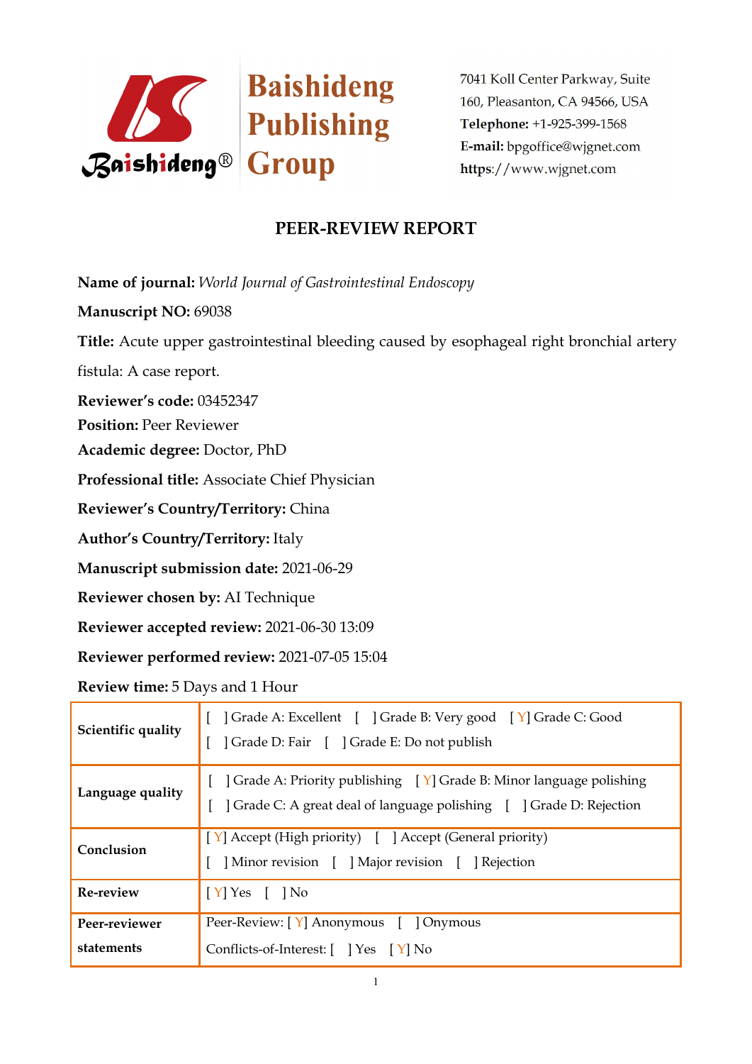Baishideng Publishing Group

7041 Koll Center Parkway, Suite 160, Pleasanton, CA 94566, USA
**Telephone:** +1-925-399-1568
**E-mail:** bpgoffice@wjgnet.com
**https**://www.wjgnet.com

# PEER-REVIEW REPORT

**Name of journal:** *World Journal of Gastrointestinal Endoscopy*

**Manuscript NO:** 69038

**Title:** Acute upper gastrointestinal bleeding caused by esophageal right bronchial artery fistula: A case report.

**Reviewer's code:** 03452347

**Position:** Peer Reviewer

**Academic degree:** Doctor, PhD

**Professional title:** Associate Chief Physician

**Reviewer's Country/Territory:** China

**Author's Country/Territory:** Italy

**Manuscript submission date:** 2021-06-29

**Reviewer chosen by:** AI Technique

**Reviewer accepted review:** 2021-06-30 13:09

**Reviewer performed review:** 2021-07-05 15:04

**Review time:** 5 Days and 1 Hour

| | |
|---|---|
| **Scientific quality** | [ ] Grade A: Excellent [ ] Grade B: Very good [ Y] Grade C: Good<br>[ ] Grade D: Fair [ ] Grade E: Do not publish |
| **Language quality** | [ ] Grade A: Priority publishing [ Y] Grade B: Minor language polishing<br>[ ] Grade C: A great deal of language polishing [ ] Grade D: Rejection |
| **Conclusion** | [ Y] Accept (High priority) [ ] Accept (General priority)<br>[ ] Minor revision [ ] Major revision [ ] Rejection |
| **Re-review** | [ Y] Yes [ ] No |
| **Peer-reviewer statements** | Peer-Review: [ Y] Anonymous [ ] Onymous<br>Conflicts-of-Interest: [ ] Yes [ Y] No |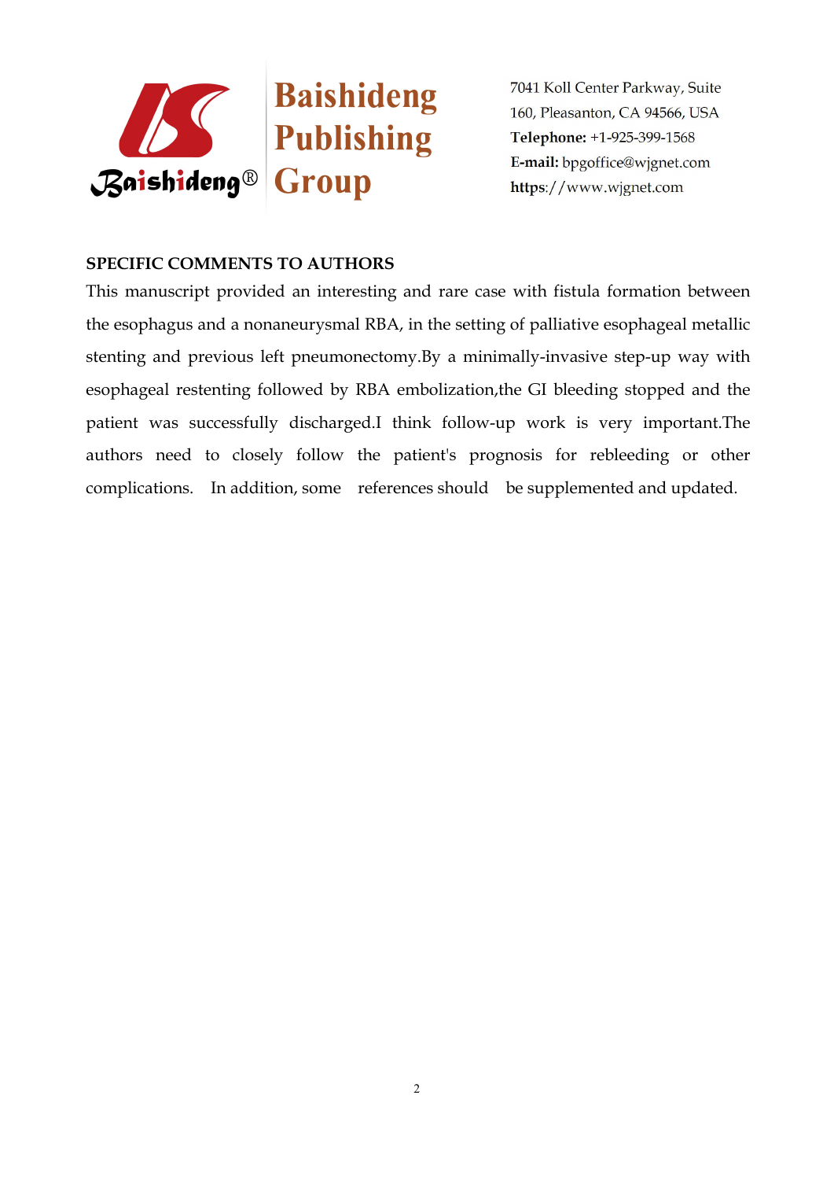**SPECIFIC COMMENTS TO AUTHORS**

This manuscript provided an interesting and rare case with fistula formation between the esophagus and a nonaneurysmal RBA, in the setting of palliative esophageal metallic stenting and previous left pneumonectomy.By a minimally-invasive step-up way with esophageal restenting followed by RBA embolization,the GI bleeding stopped and the patient was successfully discharged.I think follow-up work is very important.The authors need to closely follow the patient's prognosis for rebleeding or other complications. In addition, some references should be supplemented and updated.